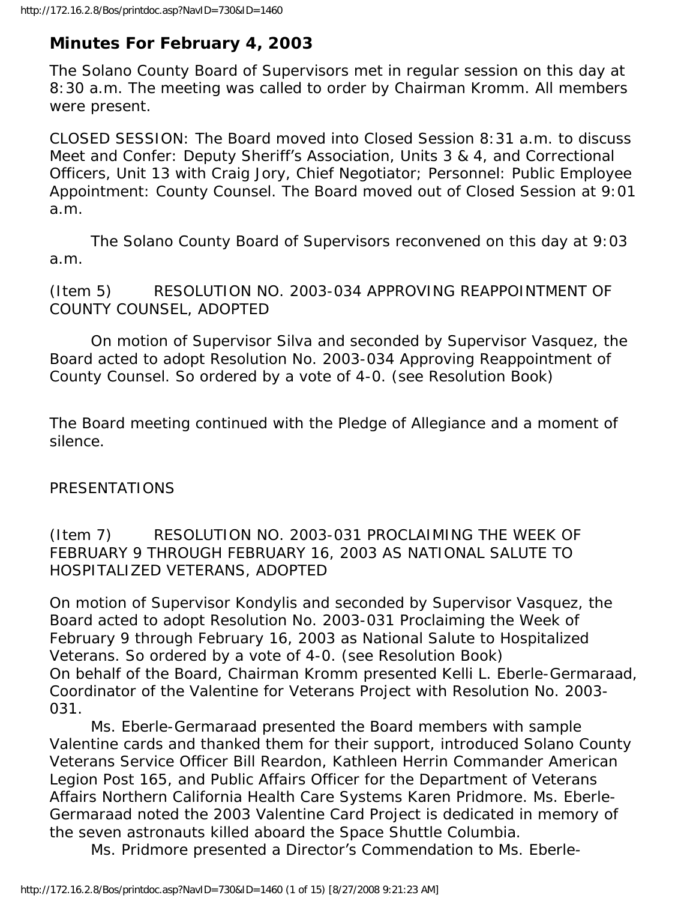## Minutes For February 4, 2003

The Solano County Board of Supervisors met in regular session on this day at 8:30 a.m. The meeting was called to order by Chairman Kromm. All members were present.

CLOSED SESSION: The Board moved into Closed Session 8:31 a.m. to discuss Meet and Confer: Deputy Sheriff's Association, Units 3 & 4, and Correctional Officers, Unit 13 with Craig Jory, Chief Negotiator; Personnel: Public Employee Appointment: County Counsel. The Board moved out of Closed Session at 9:01 a.m.

The Solano County Board of Supervisors reconvened on this day at 9:03 a.m.

(Item 5) RESOLUTION NO. 2003-034 APPROVING REAPPOINTMENT OF COUNTY COUNSEL, ADOPTED

On motion of Supervisor Silva and seconded by Supervisor Vasquez, the Board acted to adopt Resolution No. 2003-034 Approving Reappointment of County Counsel. So ordered by a vote of 4-0. (see Resolution Book)

The Board meeting continued with the Pledge of Allegiance and a moment of silence.

PRESENTATIONS

(Item 7) RESOLUTION NO. 2003-031 PROCLAIMING THE WEEK OF FEBRUARY 9 THROUGH FEBRUARY 16, 2003 AS NATIONAL SALUTE TO HOSPITALIZED VETERANS, ADOPTED

On motion of Supervisor Kondylis and seconded by Supervisor Vasquez, the Board acted to adopt Resolution No. 2003-031 Proclaiming the Week of February 9 through February 16, 2003 as National Salute to Hospitalized Veterans. So ordered by a vote of 4-0. (see Resolution Book)
On behalf of the Board, Chairman Kromm presented Kelli L. Eberle-Germaraad, Coordinator of the Valentine for Veterans Project with Resolution No. 2003-031.

Ms. Eberle-Germaraad presented the Board members with sample Valentine cards and thanked them for their support, introduced Solano County Veterans Service Officer Bill Reardon, Kathleen Herrin Commander American Legion Post 165, and Public Affairs Officer for the Department of Veterans Affairs Northern California Health Care Systems Karen Pridmore. Ms. Eberle-Germaraad noted the 2003 Valentine Card Project is dedicated in memory of the seven astronauts killed aboard the Space Shuttle Columbia.

Ms. Pridmore presented a Director's Commendation to Ms. Eberle-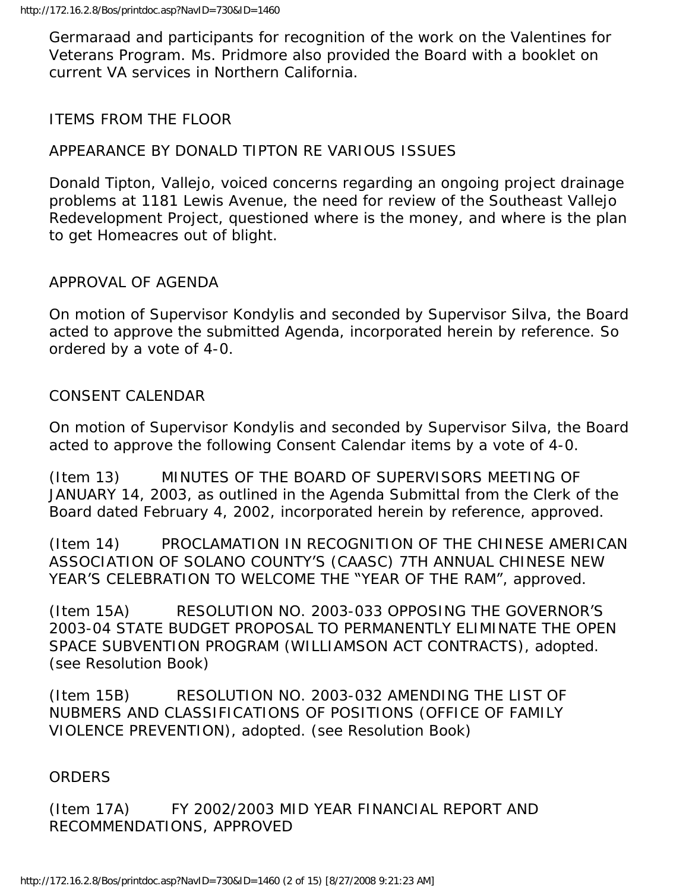Germaraad and participants for recognition of the work on the Valentines for Veterans Program. Ms. Pridmore also provided the Board with a booklet on current VA services in Northern California.

## ITEMS FROM THE FLOOR

### APPEARANCE BY DONALD TIPTON RE VARIOUS ISSUES

Donald Tipton, Vallejo, voiced concerns regarding an ongoing project drainage problems at 1181 Lewis Avenue, the need for review of the Southeast Vallejo Redevelopment Project, questioned where is the money, and where is the plan to get Homeacres out of blight.

## APPROVAL OF AGENDA

On motion of Supervisor Kondylis and seconded by Supervisor Silva, the Board acted to approve the submitted Agenda, incorporated herein by reference. So ordered by a vote of 4-0.

## CONSENT CALENDAR

On motion of Supervisor Kondylis and seconded by Supervisor Silva, the Board acted to approve the following Consent Calendar items by a vote of 4-0.

(Item 13) MINUTES OF THE BOARD OF SUPERVISORS MEETING OF JANUARY 14, 2003, as outlined in the Agenda Submittal from the Clerk of the Board dated February 4, 2002, incorporated herein by reference, approved.

(Item 14) PROCLAMATION IN RECOGNITION OF THE CHINESE AMERICAN ASSOCIATION OF SOLANO COUNTY'S (CAASC) 7TH ANNUAL CHINESE NEW YEAR'S CELEBRATION TO WELCOME THE "YEAR OF THE RAM", approved.

(Item 15A) RESOLUTION NO. 2003-033 OPPOSING THE GOVERNOR'S 2003-04 STATE BUDGET PROPOSAL TO PERMANENTLY ELIMINATE THE OPEN SPACE SUBVENTION PROGRAM (WILLIAMSON ACT CONTRACTS), adopted. (see Resolution Book)

(Item 15B) RESOLUTION NO. 2003-032 AMENDING THE LIST OF NUBMERS AND CLASSIFICATIONS OF POSITIONS (OFFICE OF FAMILY VIOLENCE PREVENTION), adopted. (see Resolution Book)

## ORDERS

(Item 17A) FY 2002/2003 MID YEAR FINANCIAL REPORT AND RECOMMENDATIONS, APPROVED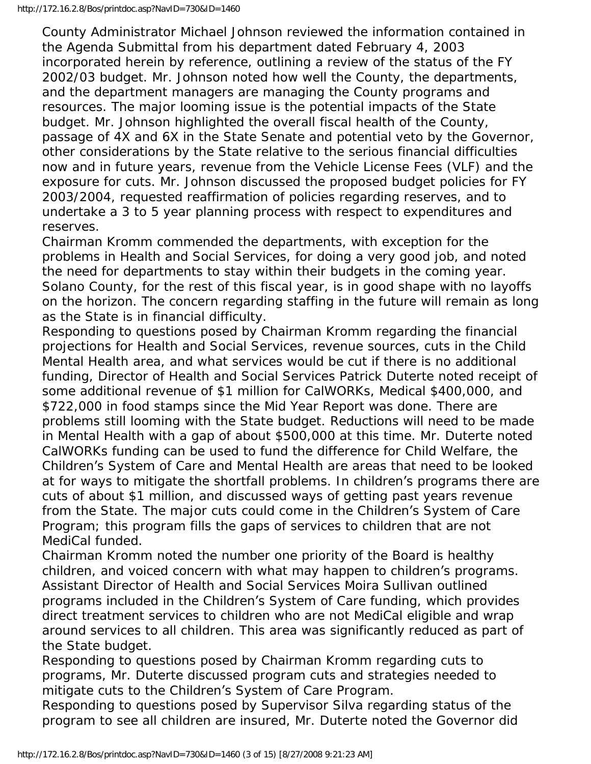County Administrator Michael Johnson reviewed the information contained in the Agenda Submittal from his department dated February 4, 2003 incorporated herein by reference, outlining a review of the status of the FY 2002/03 budget. Mr. Johnson noted how well the County, the departments, and the department managers are managing the County programs and resources. The major looming issue is the potential impacts of the State budget. Mr. Johnson highlighted the overall fiscal health of the County, passage of 4X and 6X in the State Senate and potential veto by the Governor, other considerations by the State relative to the serious financial difficulties now and in future years, revenue from the Vehicle License Fees (VLF) and the exposure for cuts. Mr. Johnson discussed the proposed budget policies for FY 2003/2004, requested reaffirmation of policies regarding reserves, and to undertake a 3 to 5 year planning process with respect to expenditures and reserves.

Chairman Kromm commended the departments, with exception for the problems in Health and Social Services, for doing a very good job, and noted the need for departments to stay within their budgets in the coming year. Solano County, for the rest of this fiscal year, is in good shape with no layoffs on the horizon. The concern regarding staffing in the future will remain as long as the State is in financial difficulty.

Responding to questions posed by Chairman Kromm regarding the financial projections for Health and Social Services, revenue sources, cuts in the Child Mental Health area, and what services would be cut if there is no additional funding, Director of Health and Social Services Patrick Duterte noted receipt of some additional revenue of $1 million for CalWORKs, Medical $400,000, and $722,000 in food stamps since the Mid Year Report was done. There are problems still looming with the State budget. Reductions will need to be made in Mental Health with a gap of about $500,000 at this time. Mr. Duterte noted CalWORKs funding can be used to fund the difference for Child Welfare, the Children's System of Care and Mental Health are areas that need to be looked at for ways to mitigate the shortfall problems. In children's programs there are cuts of about $1 million, and discussed ways of getting past years revenue from the State. The major cuts could come in the Children's System of Care Program; this program fills the gaps of services to children that are not MediCal funded.

Chairman Kromm noted the number one priority of the Board is healthy children, and voiced concern with what may happen to children's programs.

Assistant Director of Health and Social Services Moira Sullivan outlined programs included in the Children's System of Care funding, which provides direct treatment services to children who are not MediCal eligible and wrap around services to all children. This area was significantly reduced as part of the State budget.

Responding to questions posed by Chairman Kromm regarding cuts to programs, Mr. Duterte discussed program cuts and strategies needed to mitigate cuts to the Children's System of Care Program.

Responding to questions posed by Supervisor Silva regarding status of the program to see all children are insured, Mr. Duterte noted the Governor did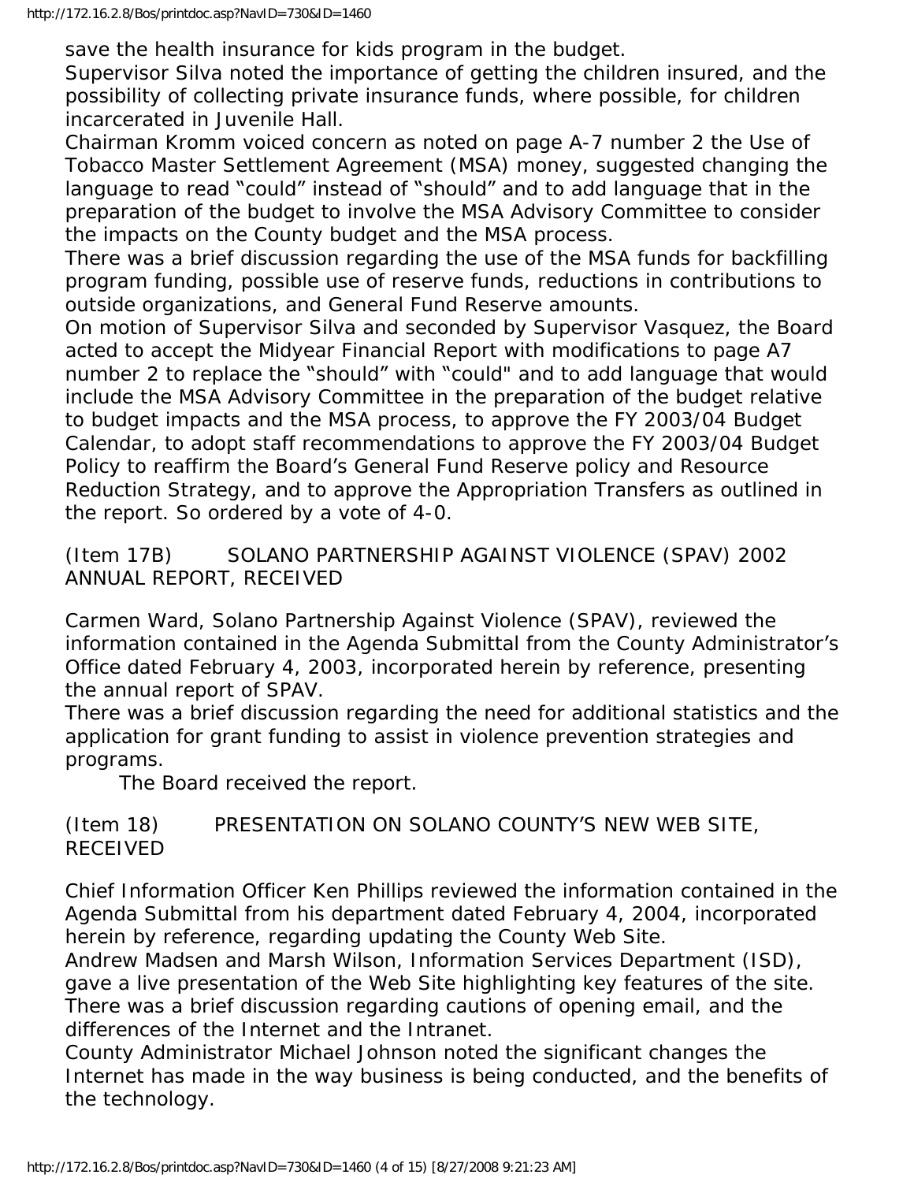save the health insurance for kids program in the budget.
Supervisor Silva noted the importance of getting the children insured, and the possibility of collecting private insurance funds, where possible, for children incarcerated in Juvenile Hall.
Chairman Kromm voiced concern as noted on page A-7 number 2 the Use of Tobacco Master Settlement Agreement (MSA) money, suggested changing the language to read “could” instead of “should” and to add language that in the preparation of the budget to involve the MSA Advisory Committee to consider the impacts on the County budget and the MSA process.
There was a brief discussion regarding the use of the MSA funds for backfilling program funding, possible use of reserve funds, reductions in contributions to outside organizations, and General Fund Reserve amounts.
On motion of Supervisor Silva and seconded by Supervisor Vasquez, the Board acted to accept the Midyear Financial Report with modifications to page A7 number 2 to replace the “should” with “could" and to add language that would include the MSA Advisory Committee in the preparation of the budget relative to budget impacts and the MSA process, to approve the FY 2003/04 Budget Calendar, to adopt staff recommendations to approve the FY 2003/04 Budget Policy to reaffirm the Board’s General Fund Reserve policy and Resource Reduction Strategy, and to approve the Appropriation Transfers as outlined in the report. So ordered by a vote of 4-0.

(Item 17B) SOLANO PARTNERSHIP AGAINST VIOLENCE (SPAV) 2002 ANNUAL REPORT, RECEIVED

Carmen Ward, Solano Partnership Against Violence (SPAV), reviewed the information contained in the Agenda Submittal from the County Administrator’s Office dated February 4, 2003, incorporated herein by reference, presenting the annual report of SPAV.
There was a brief discussion regarding the need for additional statistics and the application for grant funding to assist in violence prevention strategies and programs.
The Board received the report.

(Item 18) PRESENTATION ON SOLANO COUNTY’S NEW WEB SITE, RECEIVED

Chief Information Officer Ken Phillips reviewed the information contained in the Agenda Submittal from his department dated February 4, 2004, incorporated herein by reference, regarding updating the County Web Site.
Andrew Madsen and Marsh Wilson, Information Services Department (ISD), gave a live presentation of the Web Site highlighting key features of the site.
There was a brief discussion regarding cautions of opening email, and the differences of the Internet and the Intranet.
County Administrator Michael Johnson noted the significant changes the Internet has made in the way business is being conducted, and the benefits of the technology.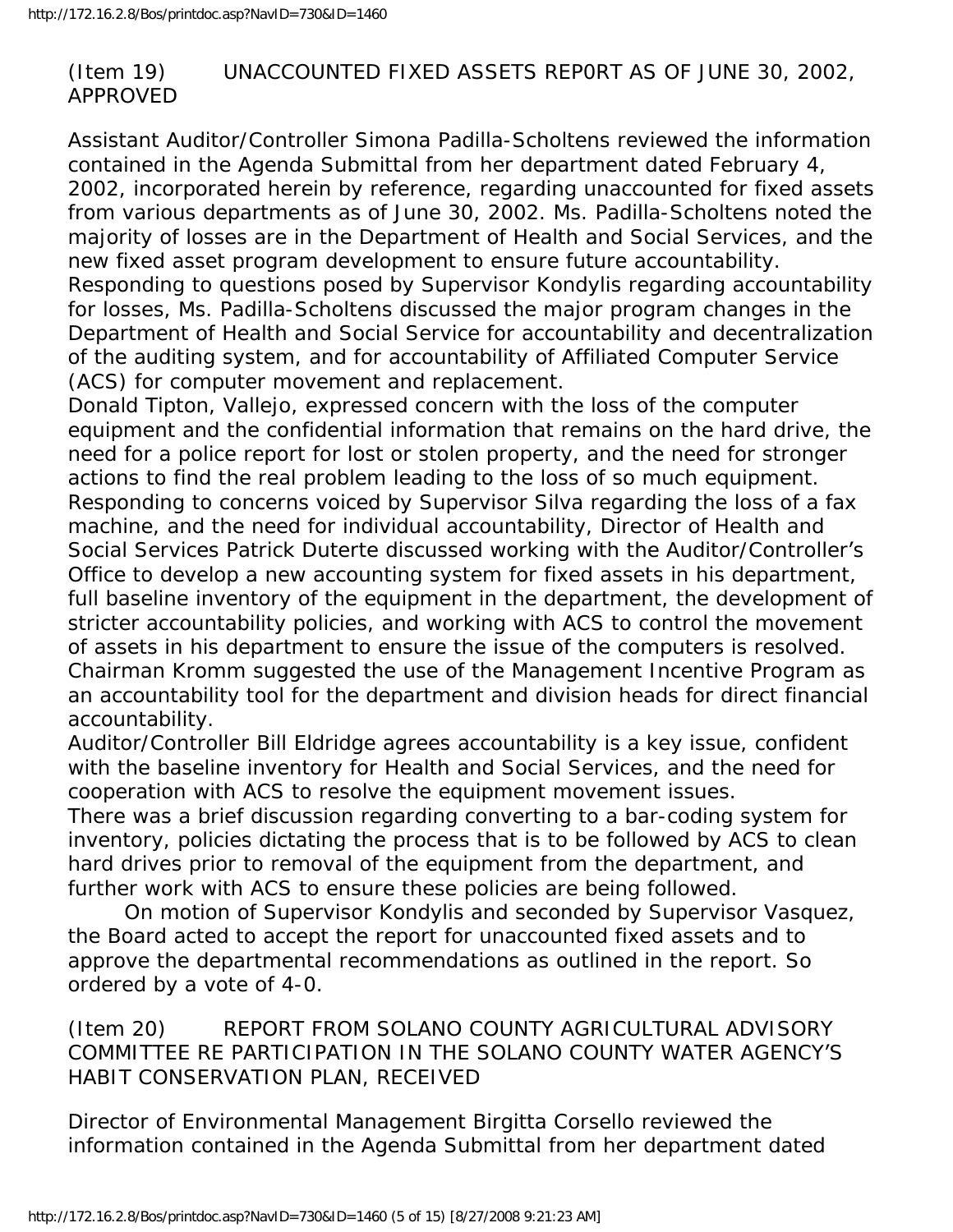(Item 19) UNACCOUNTED FIXED ASSETS REP0RT AS OF JUNE 30, 2002, APPROVED

Assistant Auditor/Controller Simona Padilla-Scholtens reviewed the information contained in the Agenda Submittal from her department dated February 4, 2002, incorporated herein by reference, regarding unaccounted for fixed assets from various departments as of June 30, 2002. Ms. Padilla-Scholtens noted the majority of losses are in the Department of Health and Social Services, and the new fixed asset program development to ensure future accountability.

Responding to questions posed by Supervisor Kondylis regarding accountability for losses, Ms. Padilla-Scholtens discussed the major program changes in the Department of Health and Social Service for accountability and decentralization of the auditing system, and for accountability of Affiliated Computer Service (ACS) for computer movement and replacement.

Donald Tipton, Vallejo, expressed concern with the loss of the computer equipment and the confidential information that remains on the hard drive, the need for a police report for lost or stolen property, and the need for stronger actions to find the real problem leading to the loss of so much equipment.

Responding to concerns voiced by Supervisor Silva regarding the loss of a fax machine, and the need for individual accountability, Director of Health and Social Services Patrick Duterte discussed working with the Auditor/Controller's Office to develop a new accounting system for fixed assets in his department, full baseline inventory of the equipment in the department, the development of stricter accountability policies, and working with ACS to control the movement of assets in his department to ensure the issue of the computers is resolved.

Chairman Kromm suggested the use of the Management Incentive Program as an accountability tool for the department and division heads for direct financial accountability.

Auditor/Controller Bill Eldridge agrees accountability is a key issue, confident with the baseline inventory for Health and Social Services, and the need for cooperation with ACS to resolve the equipment movement issues.

There was a brief discussion regarding converting to a bar-coding system for inventory, policies dictating the process that is to be followed by ACS to clean hard drives prior to removal of the equipment from the department, and further work with ACS to ensure these policies are being followed.

On motion of Supervisor Kondylis and seconded by Supervisor Vasquez, the Board acted to accept the report for unaccounted fixed assets and to approve the departmental recommendations as outlined in the report. So ordered by a vote of 4-0.

(Item 20) REPORT FROM SOLANO COUNTY AGRICULTURAL ADVISORY COMMITTEE RE PARTICIPATION IN THE SOLANO COUNTY WATER AGENCY'S HABIT CONSERVATION PLAN, RECEIVED

Director of Environmental Management Birgitta Corsello reviewed the information contained in the Agenda Submittal from her department dated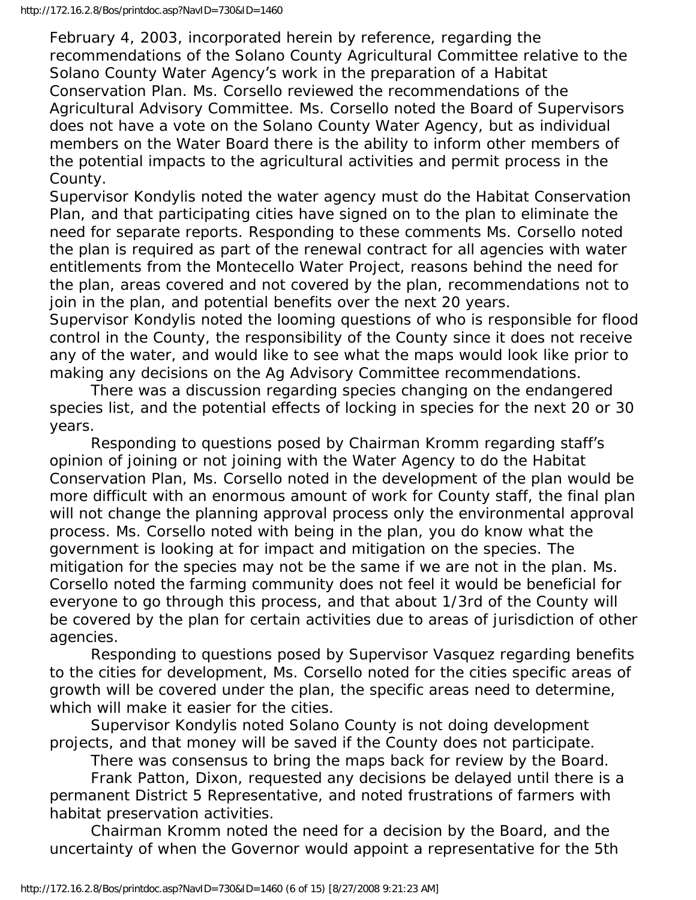February 4, 2003, incorporated herein by reference, regarding the recommendations of the Solano County Agricultural Committee relative to the Solano County Water Agency's work in the preparation of a Habitat Conservation Plan. Ms. Corsello reviewed the recommendations of the Agricultural Advisory Committee. Ms. Corsello noted the Board of Supervisors does not have a vote on the Solano County Water Agency, but as individual members on the Water Board there is the ability to inform other members of the potential impacts to the agricultural activities and permit process in the County.

Supervisor Kondylis noted the water agency must do the Habitat Conservation Plan, and that participating cities have signed on to the plan to eliminate the need for separate reports. Responding to these comments Ms. Corsello noted the plan is required as part of the renewal contract for all agencies with water entitlements from the Montecello Water Project, reasons behind the need for the plan, areas covered and not covered by the plan, recommendations not to join in the plan, and potential benefits over the next 20 years.

Supervisor Kondylis noted the looming questions of who is responsible for flood control in the County, the responsibility of the County since it does not receive any of the water, and would like to see what the maps would look like prior to making any decisions on the Ag Advisory Committee recommendations.

There was a discussion regarding species changing on the endangered species list, and the potential effects of locking in species for the next 20 or 30 years.

Responding to questions posed by Chairman Kromm regarding staff's opinion of joining or not joining with the Water Agency to do the Habitat Conservation Plan, Ms. Corsello noted in the development of the plan would be more difficult with an enormous amount of work for County staff, the final plan will not change the planning approval process only the environmental approval process. Ms. Corsello noted with being in the plan, you do know what the government is looking at for impact and mitigation on the species. The mitigation for the species may not be the same if we are not in the plan. Ms. Corsello noted the farming community does not feel it would be beneficial for everyone to go through this process, and that about 1/3rd of the County will be covered by the plan for certain activities due to areas of jurisdiction of other agencies.

Responding to questions posed by Supervisor Vasquez regarding benefits to the cities for development, Ms. Corsello noted for the cities specific areas of growth will be covered under the plan, the specific areas need to determine, which will make it easier for the cities.

Supervisor Kondylis noted Solano County is not doing development projects, and that money will be saved if the County does not participate.

There was consensus to bring the maps back for review by the Board.

Frank Patton, Dixon, requested any decisions be delayed until there is a permanent District 5 Representative, and noted frustrations of farmers with habitat preservation activities.

Chairman Kromm noted the need for a decision by the Board, and the uncertainty of when the Governor would appoint a representative for the 5th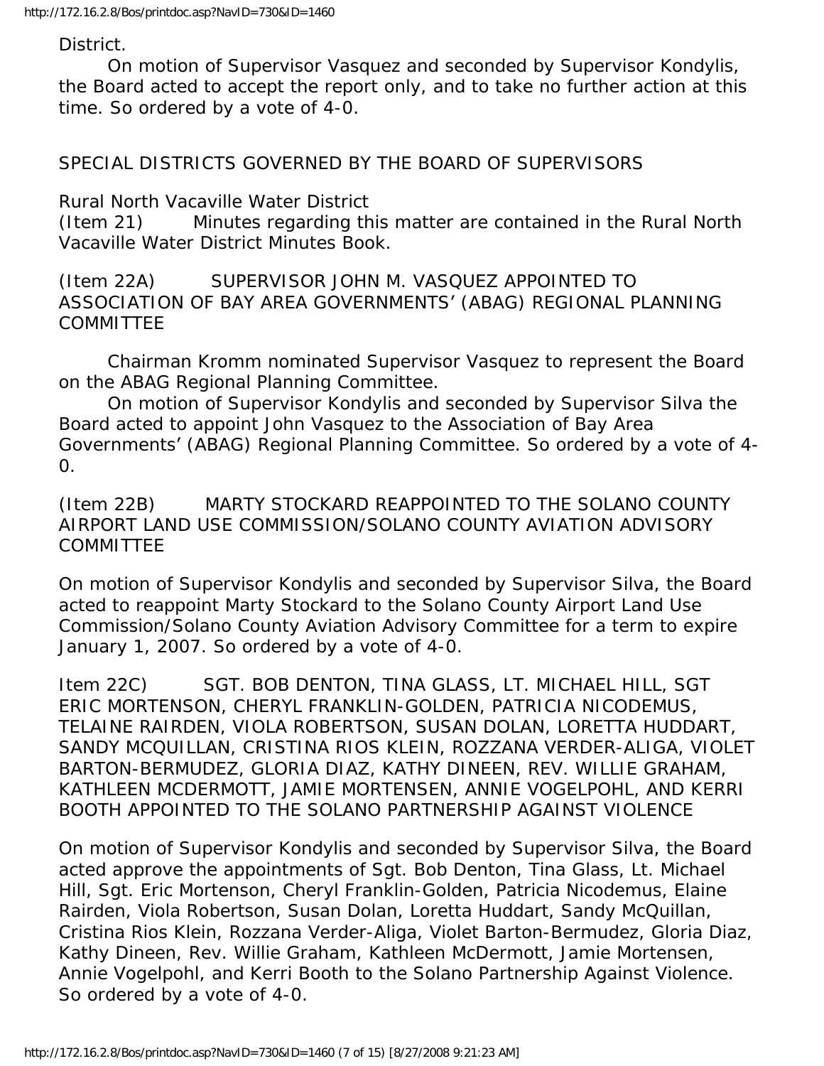District.

On motion of Supervisor Vasquez and seconded by Supervisor Kondylis, the Board acted to accept the report only, and to take no further action at this time. So ordered by a vote of 4-0.

SPECIAL DISTRICTS GOVERNED BY THE BOARD OF SUPERVISORS

Rural North Vacaville Water District

(Item 21) Minutes regarding this matter are contained in the Rural North Vacaville Water District Minutes Book.

(Item 22A) SUPERVISOR JOHN M. VASQUEZ APPOINTED TO ASSOCIATION OF BAY AREA GOVERNMENTS' (ABAG) REGIONAL PLANNING COMMITTEE

Chairman Kromm nominated Supervisor Vasquez to represent the Board on the ABAG Regional Planning Committee.

On motion of Supervisor Kondylis and seconded by Supervisor Silva the Board acted to appoint John Vasquez to the Association of Bay Area Governments' (ABAG) Regional Planning Committee. So ordered by a vote of 4-0.

(Item 22B) MARTY STOCKARD REAPPOINTED TO THE SOLANO COUNTY AIRPORT LAND USE COMMISSION/SOLANO COUNTY AVIATION ADVISORY COMMITTEE

On motion of Supervisor Kondylis and seconded by Supervisor Silva, the Board acted to reappoint Marty Stockard to the Solano County Airport Land Use Commission/Solano County Aviation Advisory Committee for a term to expire January 1, 2007. So ordered by a vote of 4-0.

Item 22C) SGT. BOB DENTON, TINA GLASS, LT. MICHAEL HILL, SGT ERIC MORTENSON, CHERYL FRANKLIN-GOLDEN, PATRICIA NICODEMUS, TELAINE RAIRDEN, VIOLA ROBERTSON, SUSAN DOLAN, LORETTA HUDDART, SANDY MCQUILLAN, CRISTINA RIOS KLEIN, ROZZANA VERDER-ALIGA, VIOLET BARTON-BERMUDEZ, GLORIA DIAZ, KATHY DINEEN, REV. WILLIE GRAHAM, KATHLEEN MCDERMOTT, JAMIE MORTENSEN, ANNIE VOGELPOHL, AND KERRI BOOTH APPOINTED TO THE SOLANO PARTNERSHIP AGAINST VIOLENCE

On motion of Supervisor Kondylis and seconded by Supervisor Silva, the Board acted approve the appointments of Sgt. Bob Denton, Tina Glass, Lt. Michael Hill, Sgt. Eric Mortenson, Cheryl Franklin-Golden, Patricia Nicodemus, Elaine Rairden, Viola Robertson, Susan Dolan, Loretta Huddart, Sandy McQuillan, Cristina Rios Klein, Rozzana Verder-Aliga, Violet Barton-Bermudez, Gloria Diaz, Kathy Dineen, Rev. Willie Graham, Kathleen McDermott, Jamie Mortensen, Annie Vogelpohl, and Kerri Booth to the Solano Partnership Against Violence. So ordered by a vote of 4-0.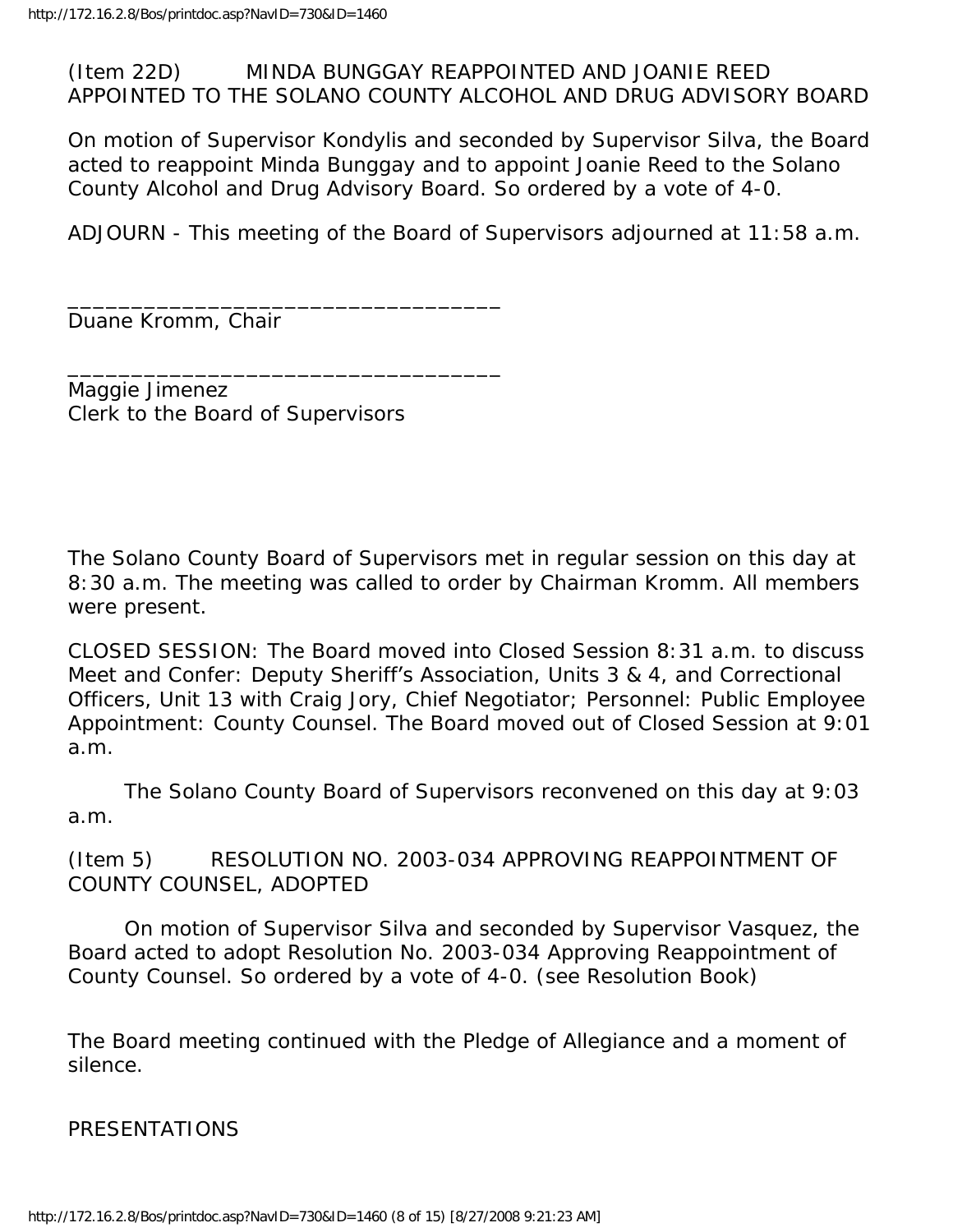(Item 22D) MINDA BUNGGAY REAPPOINTED AND JOANIE REED APPOINTED TO THE SOLANO COUNTY ALCOHOL AND DRUG ADVISORY BOARD

On motion of Supervisor Kondylis and seconded by Supervisor Silva, the Board acted to reappoint Minda Bunggay and to appoint Joanie Reed to the Solano County Alcohol and Drug Advisory Board. So ordered by a vote of 4-0.

ADJOURN - This meeting of the Board of Supervisors adjourned at 11:58 a.m.

_________________________________
Duane Kromm, Chair

_________________________________
Maggie Jimenez
Clerk to the Board of Supervisors

The Solano County Board of Supervisors met in regular session on this day at 8:30 a.m. The meeting was called to order by Chairman Kromm. All members were present.

CLOSED SESSION: The Board moved into Closed Session 8:31 a.m. to discuss Meet and Confer: Deputy Sheriff's Association, Units 3 & 4, and Correctional Officers, Unit 13 with Craig Jory, Chief Negotiator; Personnel: Public Employee Appointment: County Counsel. The Board moved out of Closed Session at 9:01 a.m.

The Solano County Board of Supervisors reconvened on this day at 9:03 a.m.

(Item 5) RESOLUTION NO. 2003-034 APPROVING REAPPOINTMENT OF COUNTY COUNSEL, ADOPTED

On motion of Supervisor Silva and seconded by Supervisor Vasquez, the Board acted to adopt Resolution No. 2003-034 Approving Reappointment of County Counsel. So ordered by a vote of 4-0. (see Resolution Book)

The Board meeting continued with the Pledge of Allegiance and a moment of silence.

PRESENTATIONS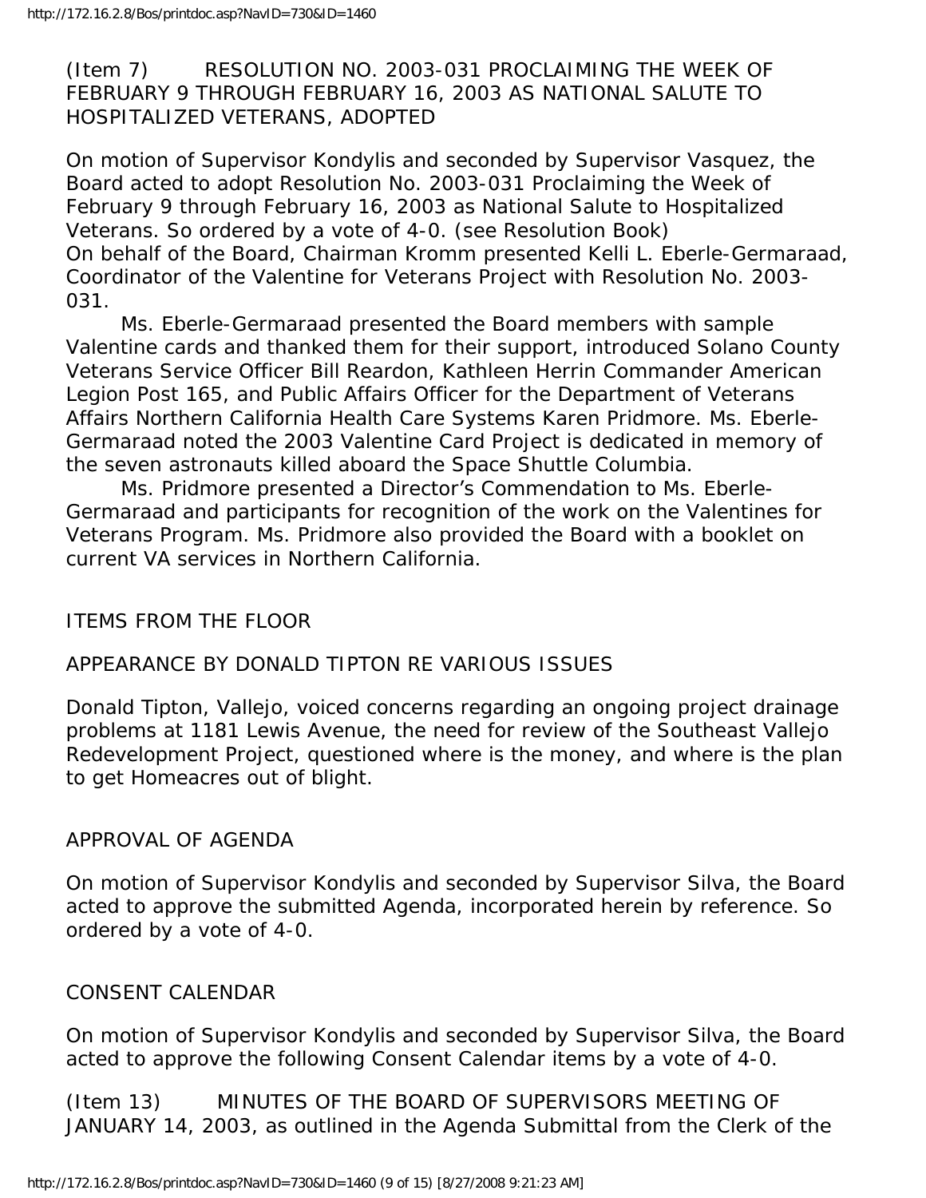(Item 7) RESOLUTION NO. 2003-031 PROCLAIMING THE WEEK OF FEBRUARY 9 THROUGH FEBRUARY 16, 2003 AS NATIONAL SALUTE TO HOSPITALIZED VETERANS, ADOPTED

On motion of Supervisor Kondylis and seconded by Supervisor Vasquez, the Board acted to adopt Resolution No. 2003-031 Proclaiming the Week of February 9 through February 16, 2003 as National Salute to Hospitalized Veterans. So ordered by a vote of 4-0. (see Resolution Book)
On behalf of the Board, Chairman Kromm presented Kelli L. Eberle-Germaraad, Coordinator of the Valentine for Veterans Project with Resolution No. 2003-031.

Ms. Eberle-Germaraad presented the Board members with sample Valentine cards and thanked them for their support, introduced Solano County Veterans Service Officer Bill Reardon, Kathleen Herrin Commander American Legion Post 165, and Public Affairs Officer for the Department of Veterans Affairs Northern California Health Care Systems Karen Pridmore. Ms. Eberle-Germaraad noted the 2003 Valentine Card Project is dedicated in memory of the seven astronauts killed aboard the Space Shuttle Columbia.

Ms. Pridmore presented a Director's Commendation to Ms. Eberle-Germaraad and participants for recognition of the work on the Valentines for Veterans Program. Ms. Pridmore also provided the Board with a booklet on current VA services in Northern California.

ITEMS FROM THE FLOOR

APPEARANCE BY DONALD TIPTON RE VARIOUS ISSUES

Donald Tipton, Vallejo, voiced concerns regarding an ongoing project drainage problems at 1181 Lewis Avenue, the need for review of the Southeast Vallejo Redevelopment Project, questioned where is the money, and where is the plan to get Homeacres out of blight.

APPROVAL OF AGENDA

On motion of Supervisor Kondylis and seconded by Supervisor Silva, the Board acted to approve the submitted Agenda, incorporated herein by reference. So ordered by a vote of 4-0.

CONSENT CALENDAR

On motion of Supervisor Kondylis and seconded by Supervisor Silva, the Board acted to approve the following Consent Calendar items by a vote of 4-0.

(Item 13) MINUTES OF THE BOARD OF SUPERVISORS MEETING OF JANUARY 14, 2003, as outlined in the Agenda Submittal from the Clerk of the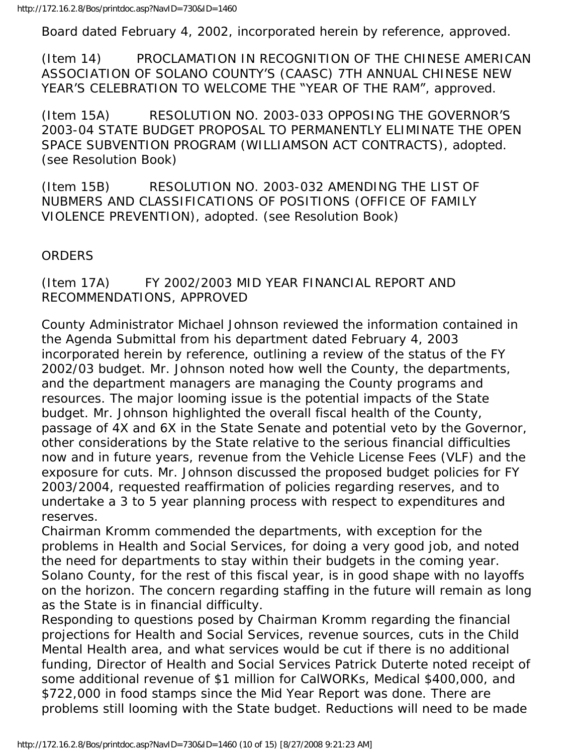Board dated February 4, 2002, incorporated herein by reference, approved.

(Item 14) PROCLAMATION IN RECOGNITION OF THE CHINESE AMERICAN ASSOCIATION OF SOLANO COUNTY'S (CAASC) 7TH ANNUAL CHINESE NEW YEAR'S CELEBRATION TO WELCOME THE "YEAR OF THE RAM", approved.

(Item 15A) RESOLUTION NO. 2003-033 OPPOSING THE GOVERNOR'S 2003-04 STATE BUDGET PROPOSAL TO PERMANENTLY ELIMINATE THE OPEN SPACE SUBVENTION PROGRAM (WILLIAMSON ACT CONTRACTS), adopted. (see Resolution Book)

(Item 15B) RESOLUTION NO. 2003-032 AMENDING THE LIST OF NUBMERS AND CLASSIFICATIONS OF POSITIONS (OFFICE OF FAMILY VIOLENCE PREVENTION), adopted. (see Resolution Book)

ORDERS

(Item 17A) FY 2002/2003 MID YEAR FINANCIAL REPORT AND RECOMMENDATIONS, APPROVED

County Administrator Michael Johnson reviewed the information contained in the Agenda Submittal from his department dated February 4, 2003 incorporated herein by reference, outlining a review of the status of the FY 2002/03 budget. Mr. Johnson noted how well the County, the departments, and the department managers are managing the County programs and resources. The major looming issue is the potential impacts of the State budget. Mr. Johnson highlighted the overall fiscal health of the County, passage of 4X and 6X in the State Senate and potential veto by the Governor, other considerations by the State relative to the serious financial difficulties now and in future years, revenue from the Vehicle License Fees (VLF) and the exposure for cuts. Mr. Johnson discussed the proposed budget policies for FY 2003/2004, requested reaffirmation of policies regarding reserves, and to undertake a 3 to 5 year planning process with respect to expenditures and reserves.

Chairman Kromm commended the departments, with exception for the problems in Health and Social Services, for doing a very good job, and noted the need for departments to stay within their budgets in the coming year. Solano County, for the rest of this fiscal year, is in good shape with no layoffs on the horizon. The concern regarding staffing in the future will remain as long as the State is in financial difficulty.

Responding to questions posed by Chairman Kromm regarding the financial projections for Health and Social Services, revenue sources, cuts in the Child Mental Health area, and what services would be cut if there is no additional funding, Director of Health and Social Services Patrick Duterte noted receipt of some additional revenue of $1 million for CalWORKs, Medical $400,000, and $722,000 in food stamps since the Mid Year Report was done. There are problems still looming with the State budget. Reductions will need to be made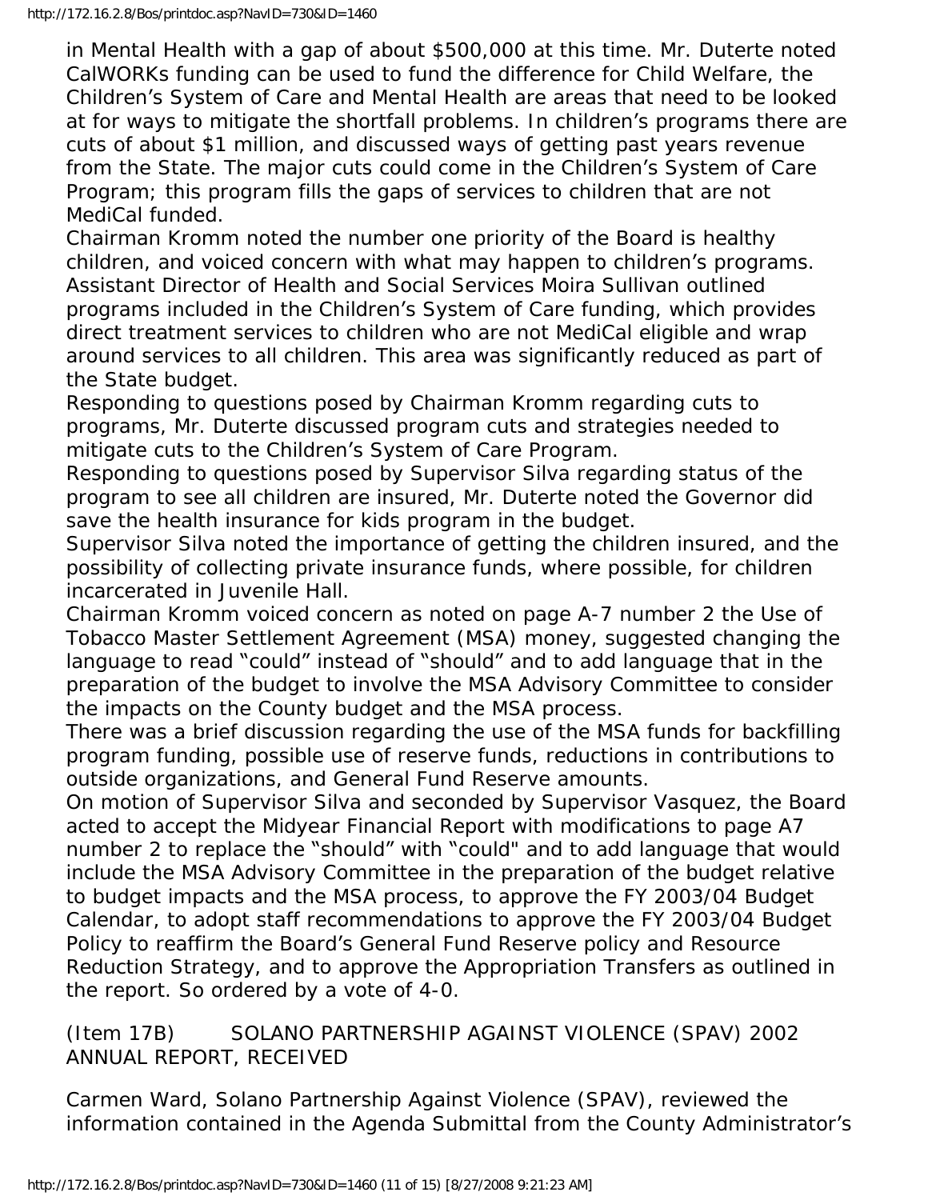in Mental Health with a gap of about $500,000 at this time. Mr. Duterte noted CalWORKs funding can be used to fund the difference for Child Welfare, the Children's System of Care and Mental Health are areas that need to be looked at for ways to mitigate the shortfall problems. In children's programs there are cuts of about $1 million, and discussed ways of getting past years revenue from the State. The major cuts could come in the Children's System of Care Program; this program fills the gaps of services to children that are not MediCal funded.

Chairman Kromm noted the number one priority of the Board is healthy children, and voiced concern with what may happen to children's programs.

Assistant Director of Health and Social Services Moira Sullivan outlined programs included in the Children's System of Care funding, which provides direct treatment services to children who are not MediCal eligible and wrap around services to all children. This area was significantly reduced as part of the State budget.

Responding to questions posed by Chairman Kromm regarding cuts to programs, Mr. Duterte discussed program cuts and strategies needed to mitigate cuts to the Children's System of Care Program.

Responding to questions posed by Supervisor Silva regarding status of the program to see all children are insured, Mr. Duterte noted the Governor did save the health insurance for kids program in the budget.

Supervisor Silva noted the importance of getting the children insured, and the possibility of collecting private insurance funds, where possible, for children incarcerated in Juvenile Hall.

Chairman Kromm voiced concern as noted on page A-7 number 2 the Use of Tobacco Master Settlement Agreement (MSA) money, suggested changing the language to read "could" instead of "should" and to add language that in the preparation of the budget to involve the MSA Advisory Committee to consider the impacts on the County budget and the MSA process.

There was a brief discussion regarding the use of the MSA funds for backfilling program funding, possible use of reserve funds, reductions in contributions to outside organizations, and General Fund Reserve amounts.

On motion of Supervisor Silva and seconded by Supervisor Vasquez, the Board acted to accept the Midyear Financial Report with modifications to page A7 number 2 to replace the "should" with "could" and to add language that would include the MSA Advisory Committee in the preparation of the budget relative to budget impacts and the MSA process, to approve the FY 2003/04 Budget Calendar, to adopt staff recommendations to approve the FY 2003/04 Budget Policy to reaffirm the Board's General Fund Reserve policy and Resource Reduction Strategy, and to approve the Appropriation Transfers as outlined in the report. So ordered by a vote of 4-0.

(Item 17B) SOLANO PARTNERSHIP AGAINST VIOLENCE (SPAV) 2002 ANNUAL REPORT, RECEIVED

Carmen Ward, Solano Partnership Against Violence (SPAV), reviewed the information contained in the Agenda Submittal from the County Administrator's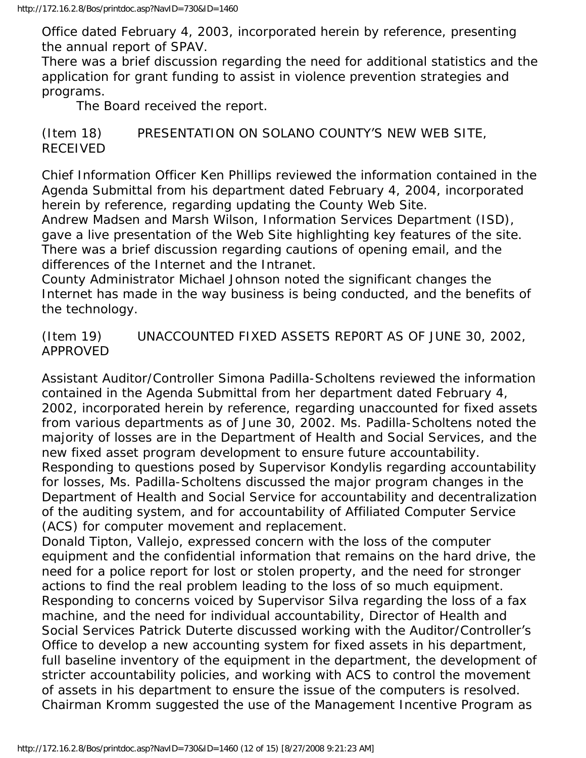Office dated February 4, 2003, incorporated herein by reference, presenting the annual report of SPAV.

There was a brief discussion regarding the need for additional statistics and the application for grant funding to assist in violence prevention strategies and programs.

The Board received the report.

(Item 18) PRESENTATION ON SOLANO COUNTY'S NEW WEB SITE, RECEIVED

Chief Information Officer Ken Phillips reviewed the information contained in the Agenda Submittal from his department dated February 4, 2004, incorporated herein by reference, regarding updating the County Web Site.

Andrew Madsen and Marsh Wilson, Information Services Department (ISD), gave a live presentation of the Web Site highlighting key features of the site.

There was a brief discussion regarding cautions of opening email, and the differences of the Internet and the Intranet.

County Administrator Michael Johnson noted the significant changes the Internet has made in the way business is being conducted, and the benefits of the technology.

(Item 19) UNACCOUNTED FIXED ASSETS REP0RT AS OF JUNE 30, 2002, APPROVED

Assistant Auditor/Controller Simona Padilla-Scholtens reviewed the information contained in the Agenda Submittal from her department dated February 4, 2002, incorporated herein by reference, regarding unaccounted for fixed assets from various departments as of June 30, 2002. Ms. Padilla-Scholtens noted the majority of losses are in the Department of Health and Social Services, and the new fixed asset program development to ensure future accountability.

Responding to questions posed by Supervisor Kondylis regarding accountability for losses, Ms. Padilla-Scholtens discussed the major program changes in the Department of Health and Social Service for accountability and decentralization of the auditing system, and for accountability of Affiliated Computer Service (ACS) for computer movement and replacement.

Donald Tipton, Vallejo, expressed concern with the loss of the computer equipment and the confidential information that remains on the hard drive, the need for a police report for lost or stolen property, and the need for stronger actions to find the real problem leading to the loss of so much equipment.

Responding to concerns voiced by Supervisor Silva regarding the loss of a fax machine, and the need for individual accountability, Director of Health and Social Services Patrick Duterte discussed working with the Auditor/Controller's Office to develop a new accounting system for fixed assets in his department, full baseline inventory of the equipment in the department, the development of stricter accountability policies, and working with ACS to control the movement of assets in his department to ensure the issue of the computers is resolved.

Chairman Kromm suggested the use of the Management Incentive Program as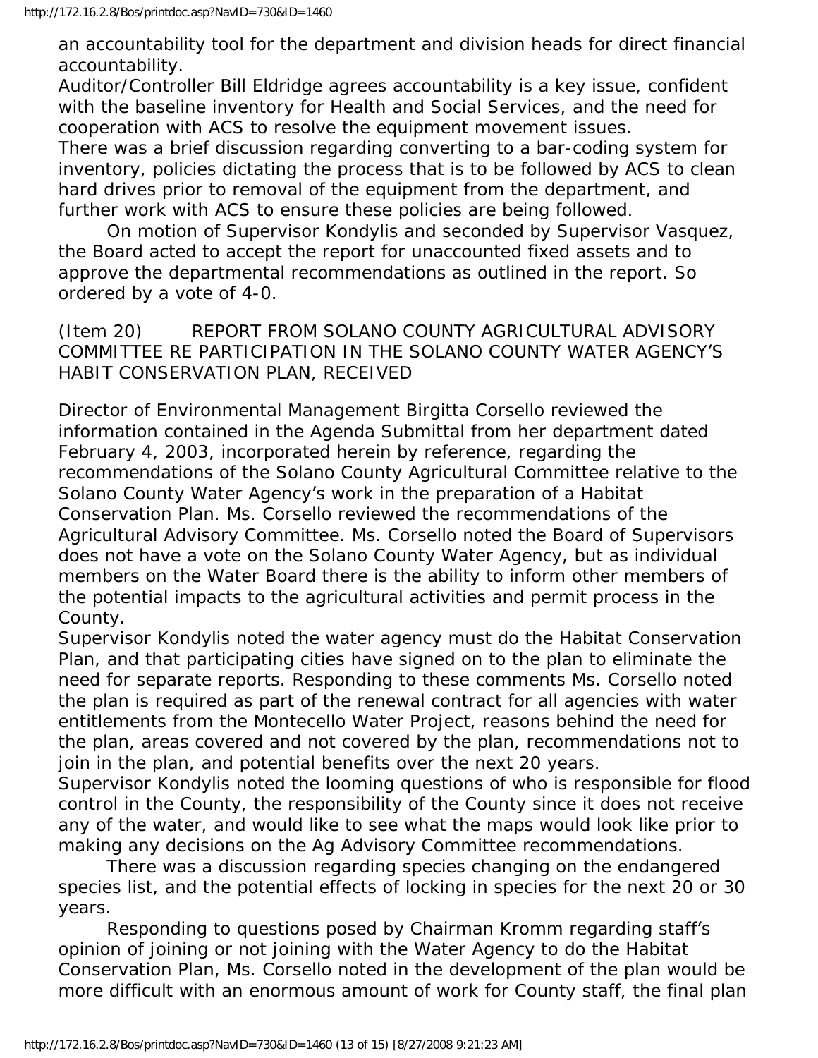an accountability tool for the department and division heads for direct financial accountability.

Auditor/Controller Bill Eldridge agrees accountability is a key issue, confident with the baseline inventory for Health and Social Services, and the need for cooperation with ACS to resolve the equipment movement issues.

There was a brief discussion regarding converting to a bar-coding system for inventory, policies dictating the process that is to be followed by ACS to clean hard drives prior to removal of the equipment from the department, and further work with ACS to ensure these policies are being followed.

On motion of Supervisor Kondylis and seconded by Supervisor Vasquez, the Board acted to accept the report for unaccounted fixed assets and to approve the departmental recommendations as outlined in the report. So ordered by a vote of 4-0.

(Item 20) REPORT FROM SOLANO COUNTY AGRICULTURAL ADVISORY COMMITTEE RE PARTICIPATION IN THE SOLANO COUNTY WATER AGENCY'S HABIT CONSERVATION PLAN, RECEIVED

Director of Environmental Management Birgitta Corsello reviewed the information contained in the Agenda Submittal from her department dated February 4, 2003, incorporated herein by reference, regarding the recommendations of the Solano County Agricultural Committee relative to the Solano County Water Agency's work in the preparation of a Habitat Conservation Plan. Ms. Corsello reviewed the recommendations of the Agricultural Advisory Committee. Ms. Corsello noted the Board of Supervisors does not have a vote on the Solano County Water Agency, but as individual members on the Water Board there is the ability to inform other members of the potential impacts to the agricultural activities and permit process in the County.

Supervisor Kondylis noted the water agency must do the Habitat Conservation Plan, and that participating cities have signed on to the plan to eliminate the need for separate reports. Responding to these comments Ms. Corsello noted the plan is required as part of the renewal contract for all agencies with water entitlements from the Montecello Water Project, reasons behind the need for the plan, areas covered and not covered by the plan, recommendations not to join in the plan, and potential benefits over the next 20 years.

Supervisor Kondylis noted the looming questions of who is responsible for flood control in the County, the responsibility of the County since it does not receive any of the water, and would like to see what the maps would look like prior to making any decisions on the Ag Advisory Committee recommendations.

There was a discussion regarding species changing on the endangered species list, and the potential effects of locking in species for the next 20 or 30 years.

Responding to questions posed by Chairman Kromm regarding staff's opinion of joining or not joining with the Water Agency to do the Habitat Conservation Plan, Ms. Corsello noted in the development of the plan would be more difficult with an enormous amount of work for County staff, the final plan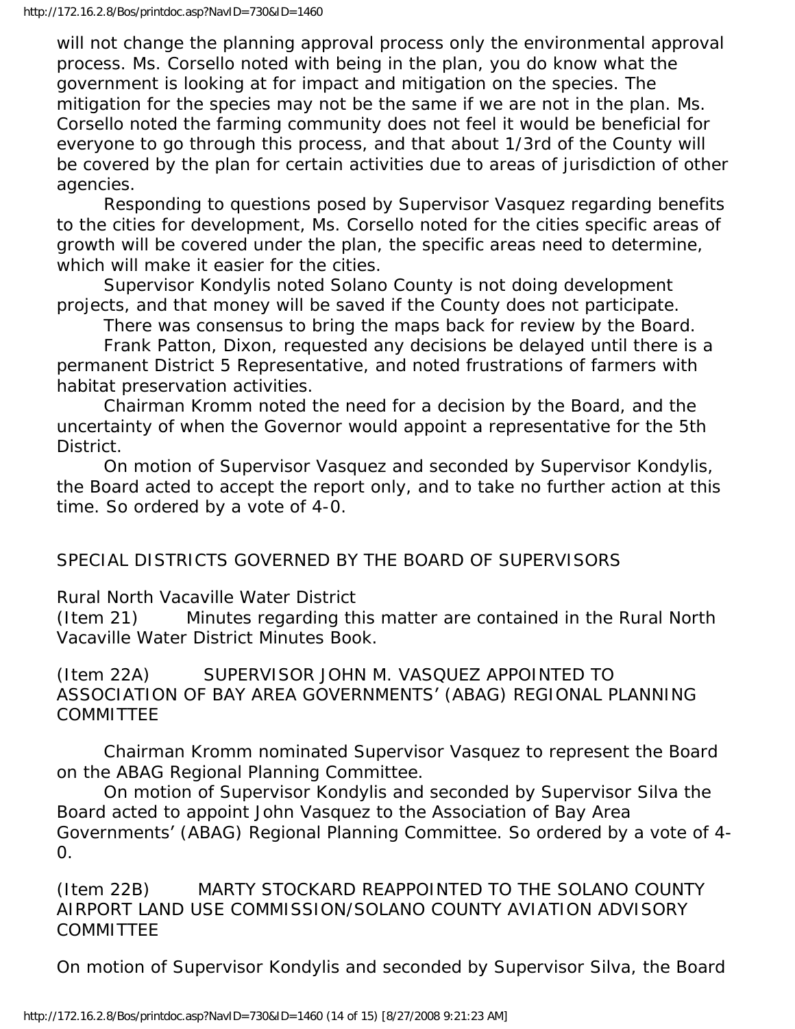will not change the planning approval process only the environmental approval process. Ms. Corsello noted with being in the plan, you do know what the government is looking at for impact and mitigation on the species. The mitigation for the species may not be the same if we are not in the plan. Ms. Corsello noted the farming community does not feel it would be beneficial for everyone to go through this process, and that about 1/3rd of the County will be covered by the plan for certain activities due to areas of jurisdiction of other agencies.

Responding to questions posed by Supervisor Vasquez regarding benefits to the cities for development, Ms. Corsello noted for the cities specific areas of growth will be covered under the plan, the specific areas need to determine, which will make it easier for the cities.

Supervisor Kondylis noted Solano County is not doing development projects, and that money will be saved if the County does not participate.

There was consensus to bring the maps back for review by the Board.

Frank Patton, Dixon, requested any decisions be delayed until there is a permanent District 5 Representative, and noted frustrations of farmers with habitat preservation activities.

Chairman Kromm noted the need for a decision by the Board, and the uncertainty of when the Governor would appoint a representative for the 5th District.

On motion of Supervisor Vasquez and seconded by Supervisor Kondylis, the Board acted to accept the report only, and to take no further action at this time. So ordered by a vote of 4-0.

SPECIAL DISTRICTS GOVERNED BY THE BOARD OF SUPERVISORS

Rural North Vacaville Water District

(Item 21) Minutes regarding this matter are contained in the Rural North Vacaville Water District Minutes Book.

(Item 22A) SUPERVISOR JOHN M. VASQUEZ APPOINTED TO ASSOCIATION OF BAY AREA GOVERNMENTS' (ABAG) REGIONAL PLANNING COMMITTEE

Chairman Kromm nominated Supervisor Vasquez to represent the Board on the ABAG Regional Planning Committee.

On motion of Supervisor Kondylis and seconded by Supervisor Silva the Board acted to appoint John Vasquez to the Association of Bay Area Governments' (ABAG) Regional Planning Committee. So ordered by a vote of 4-0.

(Item 22B) MARTY STOCKARD REAPPOINTED TO THE SOLANO COUNTY AIRPORT LAND USE COMMISSION/SOLANO COUNTY AVIATION ADVISORY COMMITTEE

On motion of Supervisor Kondylis and seconded by Supervisor Silva, the Board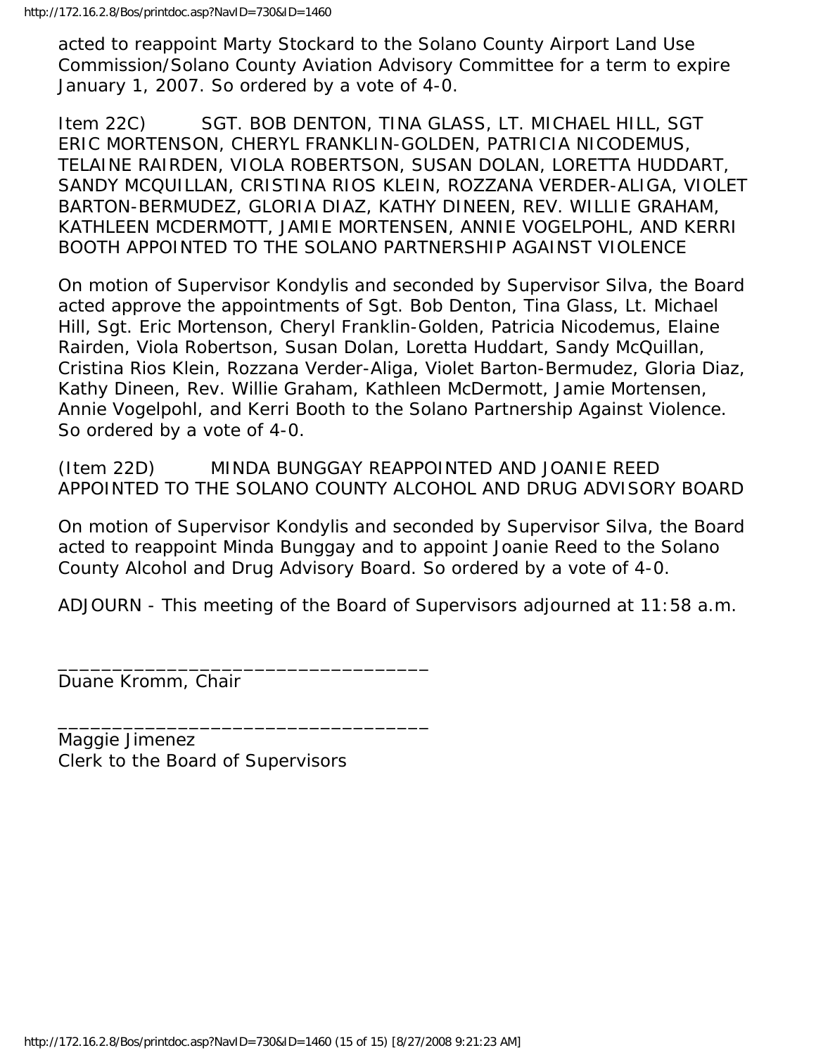acted to reappoint Marty Stockard to the Solano County Airport Land Use Commission/Solano County Aviation Advisory Committee for a term to expire January 1, 2007. So ordered by a vote of 4-0.

Item 22C) SGT. BOB DENTON, TINA GLASS, LT. MICHAEL HILL, SGT ERIC MORTENSON, CHERYL FRANKLIN-GOLDEN, PATRICIA NICODEMUS, TELAINE RAIRDEN, VIOLA ROBERTSON, SUSAN DOLAN, LORETTA HUDDART, SANDY MCQUILLAN, CRISTINA RIOS KLEIN, ROZZANA VERDER-ALIGA, VIOLET BARTON-BERMUDEZ, GLORIA DIAZ, KATHY DINEEN, REV. WILLIE GRAHAM, KATHLEEN MCDERMOTT, JAMIE MORTENSEN, ANNIE VOGELPOHL, AND KERRI BOOTH APPOINTED TO THE SOLANO PARTNERSHIP AGAINST VIOLENCE

On motion of Supervisor Kondylis and seconded by Supervisor Silva, the Board acted approve the appointments of Sgt. Bob Denton, Tina Glass, Lt. Michael Hill, Sgt. Eric Mortenson, Cheryl Franklin-Golden, Patricia Nicodemus, Elaine Rairden, Viola Robertson, Susan Dolan, Loretta Huddart, Sandy McQuillan, Cristina Rios Klein, Rozzana Verder-Aliga, Violet Barton-Bermudez, Gloria Diaz, Kathy Dineen, Rev. Willie Graham, Kathleen McDermott, Jamie Mortensen, Annie Vogelpohl, and Kerri Booth to the Solano Partnership Against Violence. So ordered by a vote of 4-0.

(Item 22D) MINDA BUNGGAY REAPPOINTED AND JOANIE REED APPOINTED TO THE SOLANO COUNTY ALCOHOL AND DRUG ADVISORY BOARD

On motion of Supervisor Kondylis and seconded by Supervisor Silva, the Board acted to reappoint Minda Bunggay and to appoint Joanie Reed to the Solano County Alcohol and Drug Advisory Board. So ordered by a vote of 4-0.

ADJOURN - This meeting of the Board of Supervisors adjourned at 11:58 a.m.

_________________________________
Duane Kromm, Chair

_________________________________
Maggie Jimenez
Clerk to the Board of Supervisors